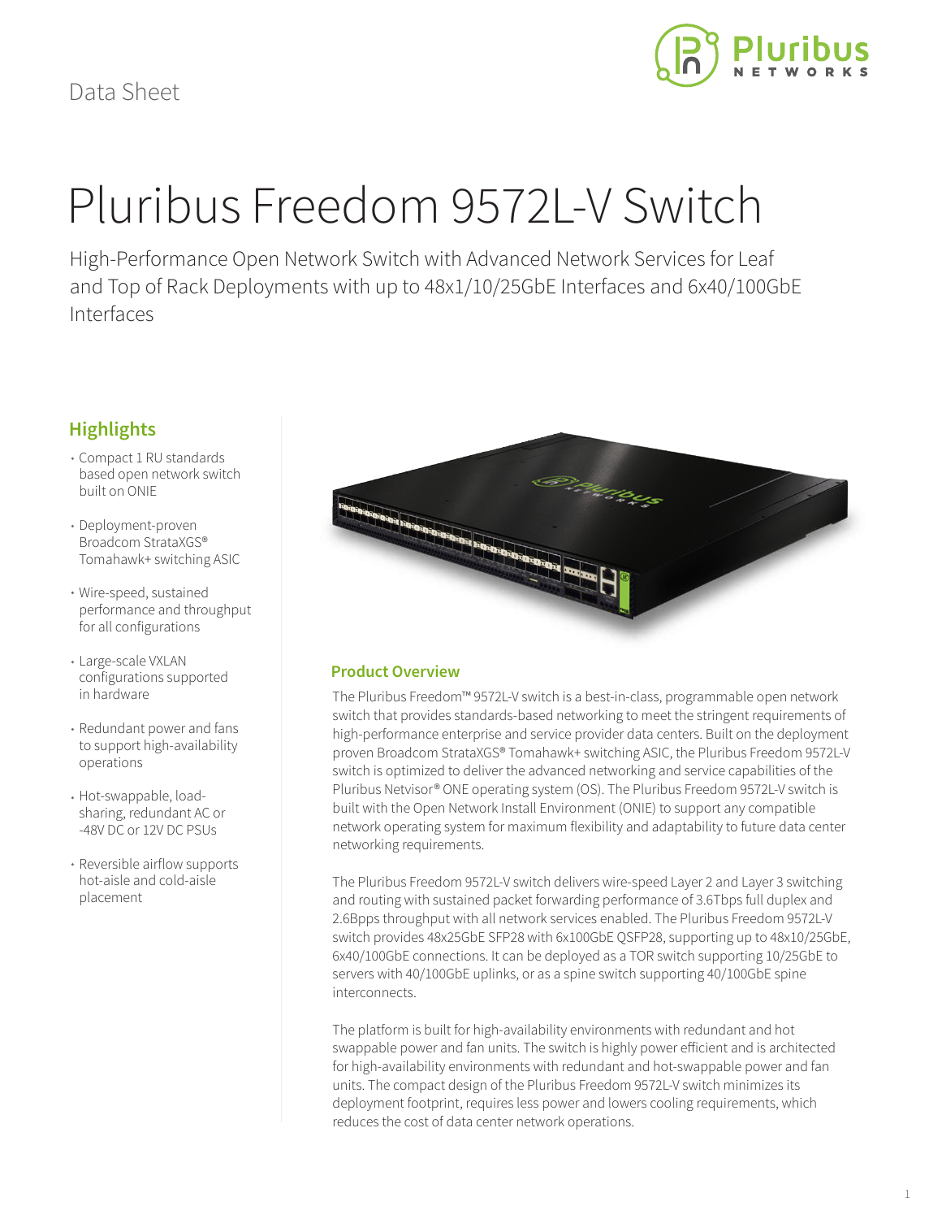Data Sheet

# Pluribus Freedom 9572L-V Switch

High-Performance Open Network Switch with Advanced Network Services for Leaf and Top of Rack Deployments with up to 48x1/10/25GbE Interfaces and 6x40/100GbE Interfaces

## Highlights

- Compact 1 RU standards based open network switch built on ONIE
- Deployment-proven Broadcom StrataXGS® Tomahawk+ switching ASIC
- Wire-speed, sustained performance and throughput for all configurations
- Large-scale VXLAN configurations supported in hardware
- Redundant power and fans to support high-availability operations
- Hot-swappable, load-sharing, redundant AC or -48V DC or 12V DC PSUs
- Reversible airflow supports hot-aisle and cold-aisle placement

## Product Overview

The Pluribus Freedom™ 9572L-V switch is a best-in-class, programmable open network switch that provides standards-based networking to meet the stringent requirements of high-performance enterprise and service provider data centers. Built on the deployment proven Broadcom StrataXGS® Tomahawk switching ASIC, the Pluribus Freedom 9572L-V switch is optimized to deliver the advanced networking and service capabilities of the Pluribus Netvisor® ONE operating system (OS). The Pluribus Freedom 9572L-V switch is built with the Open Network Install Environment (ONIE) to support any compatible network operating system for maximum flexibility and adaptability to future data center networking requirements.

The Pluribus Freedom 9572L-V switch delivers wire-speed Layer 2 and Layer 3 switching and routing with sustained packet forwarding performance of 3.6Tbps full duplex and 2.6Bpps throughput with all network services enabled. The Pluribus Freedom 9572L-V switch provides 48x25GbE SFP28 with 6x100GbE QSFP28, supporting up to 48x10/25GbE, 6x40/100GbE connections. It can be deployed as a TOR switch supporting 10/25GbE to servers with 40/100GbE uplinks, or as a spine switch supporting 40/100GbE spine interconnects.

The platform is built for high-availability environments with redundant and hot swappable power and fan units. The switch is highly power efficient and is architected for high-availability environments with redundant and hot-swappable power and fan units. The compact design of the Pluribus Freedom 9572L-V switch minimizes its deployment footprint, requires less power and lowers cooling requirements, which reduces the cost of data center network operations.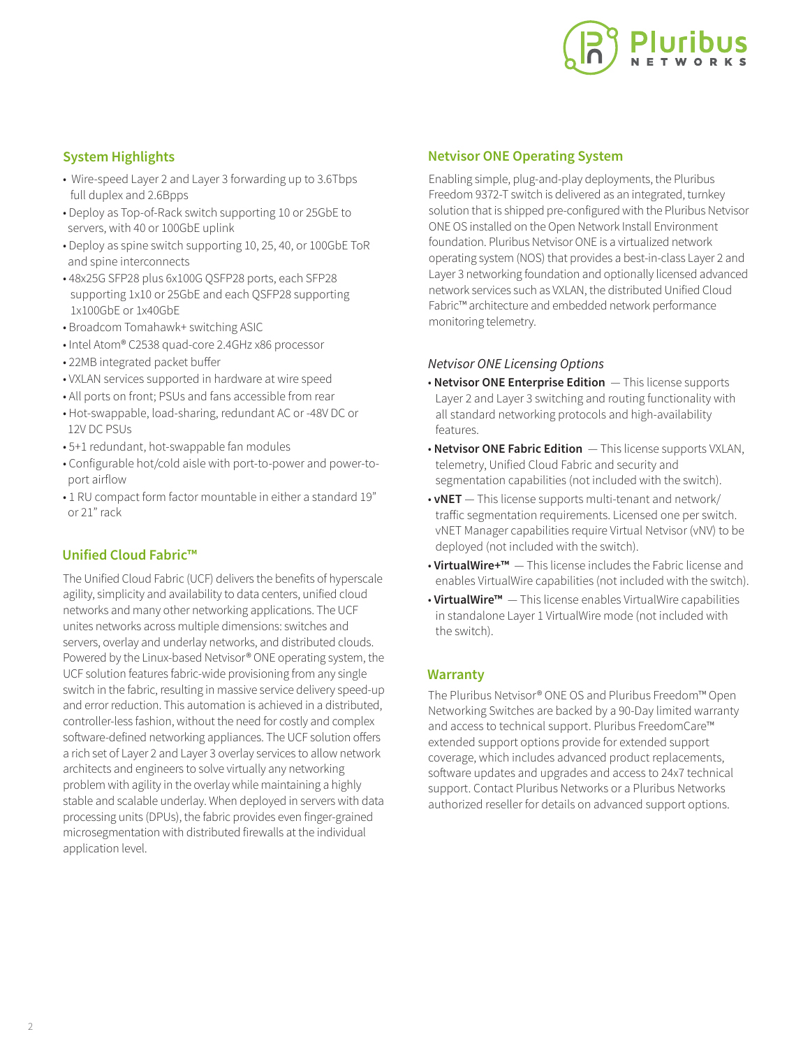## System Highlights

- Wire-speed Layer 2 and Layer 3 forwarding up to 3.6Tbps full duplex and 2.6Bpps
- Deploy as Top-of-Rack switch supporting 10 or 25GbE to servers, with 40 or 100GbE uplink
- Deploy as spine switch supporting 10, 25, 40, or 100GbE ToR and spine interconnects
- 48x25G SFP28 plus 6x100G QSFP28 ports, each SFP28 supporting 1x10 or 25GbE and each QSFP28 supporting 1x100GbE or 1x40GbE
- Broadcom Tomahawk+ switching ASIC
- Intel Atom® C2538 quad-core 2.4GHz x86 processor
- 22MB integrated packet buffer
- VXLAN services supported in hardware at wire speed
- All ports on front; PSUs and fans accessible from rear
- Hot-swappable, load-sharing, redundant AC or -48V DC or 12V DC PSUs
- 5+1 redundant, hot-swappable fan modules
- Configurable hot/cold aisle with port-to-power and power-to-port airflow
- 1 RU compact form factor mountable in either a standard 19" or 21" rack

## Unified Cloud Fabric™

The Unified Cloud Fabric (UCF) delivers the benefits of hyperscale agility, simplicity and availability to data centers, unified cloud networks and many other networking applications. The UCF unites networks across multiple dimensions: switches and servers, overlay and underlay networks, and distributed clouds. Powered by the Linux-based Netvisor® ONE operating system, the UCF solution features fabric-wide provisioning from any single switch in the fabric, resulting in massive service delivery speed-up and error reduction. This automation is achieved in a distributed, controller-less fashion, without the need for costly and complex software-defined networking appliances. The UCF solution offers a rich set of Layer 2 and Layer 3 overlay services to allow network architects and engineers to solve virtually any networking problem with agility in the overlay while maintaining a highly stable and scalable underlay. When deployed in servers with data processing units (DPUs), the fabric provides even finger-grained microsegmentation with distributed firewalls at the individual application level.

## Netvisor ONE Operating System

Enabling simple, plug-and-play deployments, the Pluribus Freedom 9372-T switch is delivered as an integrated, turnkey solution that is shipped pre-configured with the Pluribus Netvisor ONE OS installed on the Open Network Install Environment foundation. Pluribus Netvisor ONE is a virtualized network operating system (NOS) that provides a best-in-class Layer 2 and Layer 3 networking foundation and optionally licensed advanced network services such as VXLAN, the distributed Unified Cloud Fabric™ architecture and embedded network performance monitoring telemetry.

### *Netvisor ONE Licensing Options*

- **Netvisor ONE Enterprise Edition** — This license supports Layer 2 and Layer 3 switching and routing functionality with all standard networking protocols and high-availability features.
- **Netvisor ONE Fabric Edition** — This license supports VXLAN, telemetry, Unified Cloud Fabric and security and segmentation capabilities (not included with the switch).
- **vNET** — This license supports multi-tenant and network/traffic segmentation requirements. Licensed one per switch. vNET Manager capabilities require Virtual Netvisor (vNV) to be deployed (not included with the switch).
- **VirtualWire+™** — This license includes the Fabric license and enables VirtualWire capabilities (not included with the switch).
- **VirtualWire™** — This license enables VirtualWire capabilities in standalone Layer 1 VirtualWire mode (not included with the switch).

## Warranty

The Pluribus Netvisor® ONE OS and Pluribus Freedom™ Open Networking Switches are backed by a 90-Day limited warranty and access to technical support. Pluribus FreedomCare™ extended support options provide for extended support coverage, which includes advanced product replacements, software updates and upgrades and access to 24x7 technical support. Contact Pluribus Networks or a Pluribus Networks authorized reseller for details on advanced support options.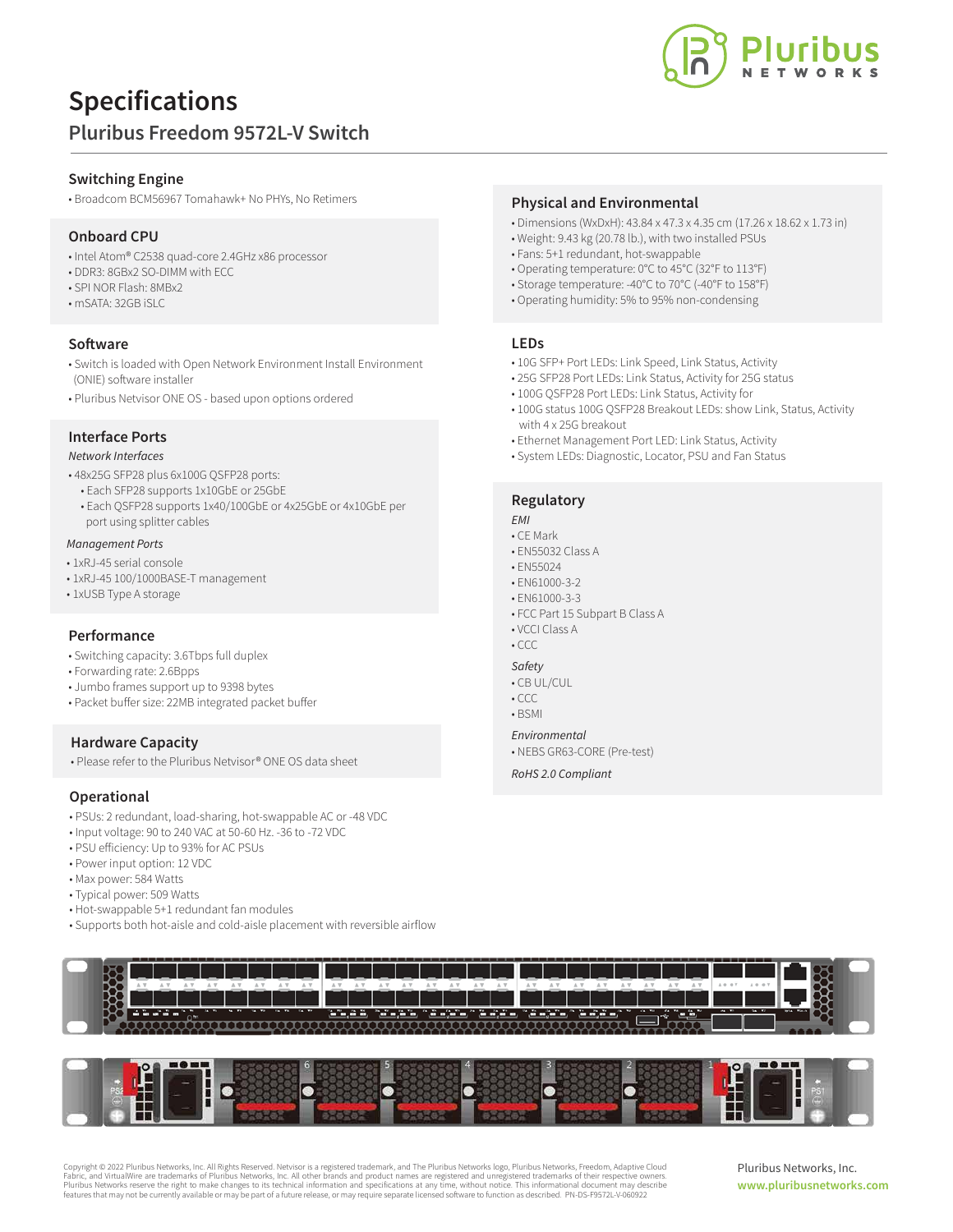# Specifications

## Pluribus Freedom 9572L-V Switch

### Switching Engine

- Broadcom BCM56967 Tomahawk+ No PHYs, No Retimers

### Onboard CPU

- Intel Atom® C2538 quad-core 2.4GHz x86 processor
- DDR3: 8GBx2 SO-DIMM with ECC
- SPI NOR Flash: 8MBx2
- mSATA: 32GB iSLC

### Software

- Switch is loaded with Open Network Environment Install Environment (ONIE) software installer
- Pluribus Netvisor ONE OS - based upon options ordered

### Interface Ports

*Network Interfaces*

- 48x25G SFP28 plus 6x100G QSFP28 ports:
  - Each SFP28 supports 1x10GbE or 25GbE
  - Each QSFP28 supports 1x40/100GbE or 4x25GbE or 4x10GbE per port using splitter cables

*Management Ports*

- 1xRJ-45 serial console
- 1xRJ-45 100/1000BASE-T management
- 1xUSB Type A storage

### Performance

- Switching capacity: 3.6Tbps full duplex
- Forwarding rate: 2.6Bpps
- Jumbo frames support up to 9398 bytes
- Packet buffer size: 22MB integrated packet buffer

### Hardware Capacity

- Please refer to the Pluribus Netvisor® ONE OS data sheet

### Operational

- PSUs: 2 redundant, load-sharing, hot-swappable AC or -48 VDC
- Input voltage: 90 to 240 VAC at 50-60 Hz. -36 to -72 VDC
- PSU efficiency: Up to 93% for AC PSUs
- Power input option: 12 VDC
- Max power: 584 Watts
- Typical power: 509 Watts
- Hot-swappable 5+1 redundant fan modules
- Supports both hot-aisle and cold-aisle placement with reversible airflow

### Physical and Environmental

- Dimensions (WxDxH): 43.84 x 47.3 x 4.35 cm (17.26 x 18.62 x 1.73 in)
- Weight: 9.43 kg (20.78 lb.), with two installed PSUs
- Fans: 5+1 redundant, hot-swappable
- Operating temperature: 0°C to 45°C (32°F to 113°F)
- Storage temperature: -40°C to 70°C (-40°F to 158°F)
- Operating humidity: 5% to 95% non-condensing

### LEDs

- 10G SFP+ Port LEDs: Link Speed, Link Status, Activity
- 25G SFP28 Port LEDs: Link Status, Activity for 25G status
- 100G QSFP28 Port LEDs: Link Status, Activity for
- 100G status 100G QSFP28 Breakout LEDs: show Link, Status, Activity with 4 x 25G breakout
- Ethernet Management Port LED: Link Status, Activity
- System LEDs: Diagnostic, Locator, PSU and Fan Status

### Regulatory

*EMI*

- CE Mark
- EN55032 Class A
- EN55024
- EN61000-3-2
- EN61000-3-3
- FCC Part 15 Subpart B Class A
- VCCI Class A
- CCC

*Safety*

- CB UL/CUL
- CCC
- BSMI

*Environmental*

- NEBS GR63-CORE (Pre-test)

*RoHS 2.0 Compliant*

Copyright © 2022 Pluribus Networks, Inc. All Rights Reserved. Netvisor is a registered trademark, and The Pluribus Networks logo, Pluribus Networks, Freedom, Adaptive Cloud Fabric, and VirtualWire are trademarks of Pluribus Networks, Inc. All other brands and product names are registered and unregistered trademarks of their respective owners. Pluribus Networks reserve the right to make changes to its technical information and specifications at any time, without notice. This informational document may describe features that may not be currently available or may be part of a future release, or may require separate licensed software to function as described. PN-DS-F9572L-V-060922

Pluribus Networks, Inc.
www.pluribusnetworks.com